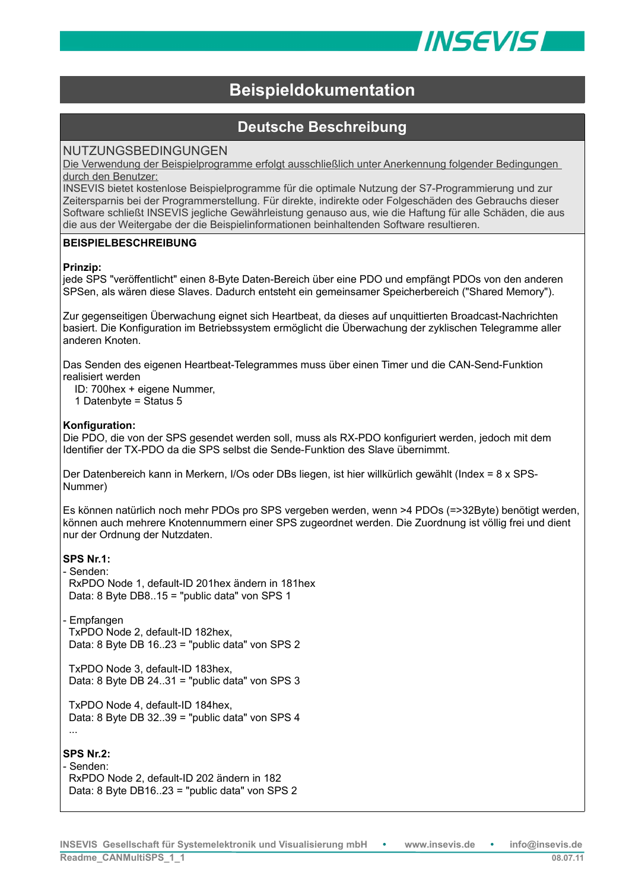# Beispieldokumentation

## Deutsche Beschreibung

NUTZUNGSBEDINGUNGEN

Die Verwendung der Beispielprogramme erfolgt ausschließlich unter Anerkennung folgender Bedingungen durch den Benutzer:

INSEVIS bietet kostenlose Beispielprogramme für die optimale Nutzung der S7-Programmierung und zur Zeitersparnis bei der Programmerstellung. Für direkte, indirekte oder Folgeschäden des Gebrauchs dieser Software schließt INSEVIS jegliche Gewährleistung genauso aus, wie die Haftung für alle Schäden, die aus die aus der Weitergabe der die Beispielinformationen beinhaltenden Software resultieren.

**BEISPIELBESCHREIBUNG**

**Prinzip:**
jede SPS "veröffentlicht" einen 8-Byte Daten-Bereich über eine PDO und empfängt PDOs von den anderen SPSen, als wären diese Slaves. Dadurch entsteht ein gemeinsamer Speicherbereich ("Shared Memory").

Zur gegenseitigen Überwachung eignet sich Heartbeat, da dieses auf unquittierten Broadcast-Nachrichten basiert. Die Konfiguration im Betriebssystem ermöglicht die Überwachung der zyklischen Telegramme aller anderen Knoten.

Das Senden des eigenen Heartbeat-Telegrammes muss über einen Timer und die CAN-Send-Funktion realisiert werden
   ID: 700hex + eigene Nummer,
   1 Datenbyte = Status 5

**Konfiguration:**
Die PDO, die von der SPS gesendet werden soll, muss als RX-PDO konfiguriert werden, jedoch mit dem Identifier der TX-PDO da die SPS selbst die Sende-Funktion des Slave übernimmt.

Der Datenbereich kann in Merkern, I/Os oder DBs liegen, ist hier willkürlich gewählt (Index = 8 x SPS-Nummer)

Es können natürlich noch mehr PDOs pro SPS vergeben werden, wenn >4 PDOs (=>32Byte) benötigt werden, können auch mehrere Knotennummern einer SPS zugeordnet werden. Die Zuordnung ist völlig frei und dient nur der Ordnung der Nutzdaten.

**SPS Nr.1:**
- Senden:
  RxPDO Node 1, default-ID 201hex ändern in 181hex
  Data: 8 Byte DB8..15 = "public data" von SPS 1

- Empfangen
  TxPDO Node 2, default-ID 182hex,
  Data: 8 Byte DB 16..23 = "public data" von SPS 2

  TxPDO Node 3, default-ID 183hex,
  Data: 8 Byte DB 24..31 = "public data" von SPS 3

  TxPDO Node 4, default-ID 184hex,
  Data: 8 Byte DB 32..39 = "public data" von SPS 4
  ...

**SPS Nr.2:**
- Senden:
  RxPDO Node 2, default-ID 202 ändern in 182
  Data: 8 Byte DB16..23 = "public data" von SPS 2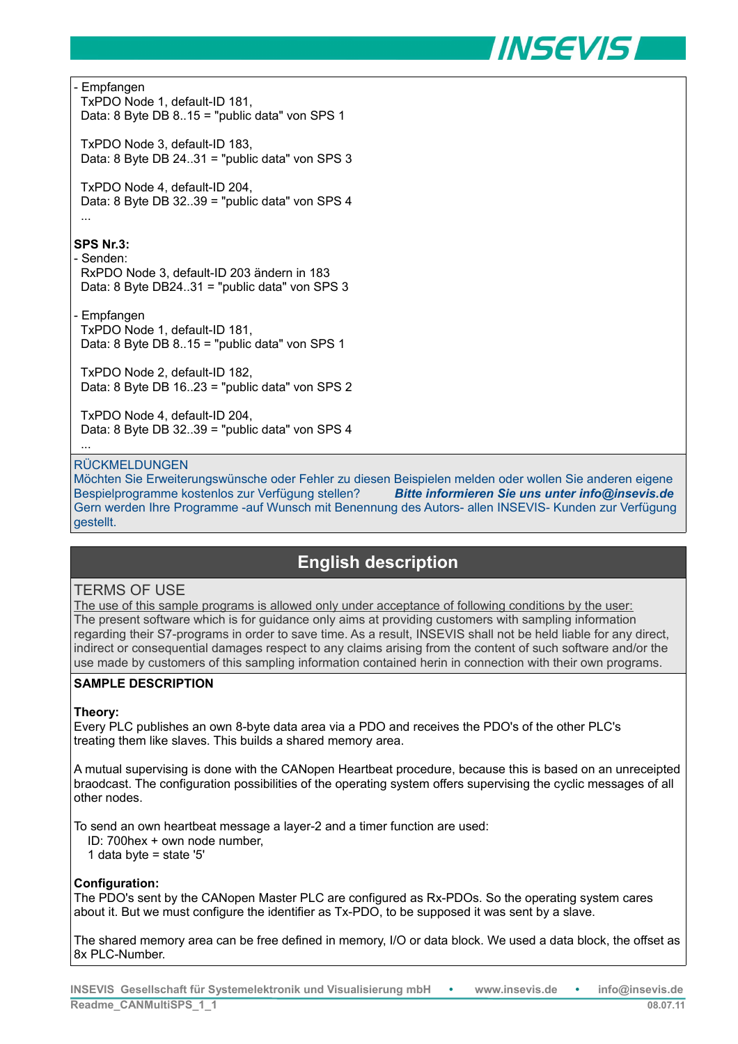- Empfangen
  TxPDO Node 1, default-ID 181,
  Data: 8 Byte DB 8..15 = "public data" von SPS 1

  TxPDO Node 3, default-ID 183,
  Data: 8 Byte DB 24..31 = "public data" von SPS 3

  TxPDO Node 4, default-ID 204,
  Data: 8 Byte DB 32..39 = "public data" von SPS 4
  ...

**SPS Nr.3:**
- Senden:
  RxPDO Node 3, default-ID 203 ändern in 183
  Data: 8 Byte DB24..31 = "public data" von SPS 3

- Empfangen
  TxPDO Node 1, default-ID 181,
  Data: 8 Byte DB 8..15 = "public data" von SPS 1

  TxPDO Node 2, default-ID 182,
  Data: 8 Byte DB 16..23 = "public data" von SPS 2

  TxPDO Node 4, default-ID 204,
  Data: 8 Byte DB 32..39 = "public data" von SPS 4
  ...

RÜCKMELDUNGEN
Möchten Sie Erweiterungswünsche oder Fehler zu diesen Beispielen melden oder wollen Sie anderen eigene Bespielprogramme kostenlos zur Verfügung stellen? ***Bitte informieren Sie uns unter info@insevis.de***
Gern werden Ihre Programme -auf Wunsch mit Benennung des Autors- allen INSEVIS- Kunden zur Verfügung gestellt.

## English description

TERMS OF USE

The use of this sample programs is allowed only under acceptance of following conditions by the user:
The present software which is for guidance only aims at providing customers with sampling information regarding their S7-programs in order to save time. As a result, INSEVIS shall not be held liable for any direct, indirect or consequential damages respect to any claims arising from the content of such software and/or the use made by customers of this sampling information contained herein in connection with their own programs.

**SAMPLE DESCRIPTION**

**Theory:**
Every PLC publishes an own 8-byte data area via a PDO and receives the PDO's of the other PLC's treating them like slaves. This builds a shared memory area.

A mutual supervising is done with the CANopen Heartbeat procedure, because this is based on an unreceipted braodcast. The configuration possibilities of the operating system offers supervising the cyclic messages of all other nodes.

To send an own heartbeat message a layer-2 and a timer function are used:
   ID: 700hex + own node number,
   1 data byte = state '5'

**Configuration:**
The PDO's sent by the CANopen Master PLC are configured as Rx-PDOs. So the operating system cares about it. But we must configure the identifier as Tx-PDO, to be supposed it was sent by a slave.

The shared memory area can be free defined in memory, I/O or data block. We used a data block, the offset as 8x PLC-Number.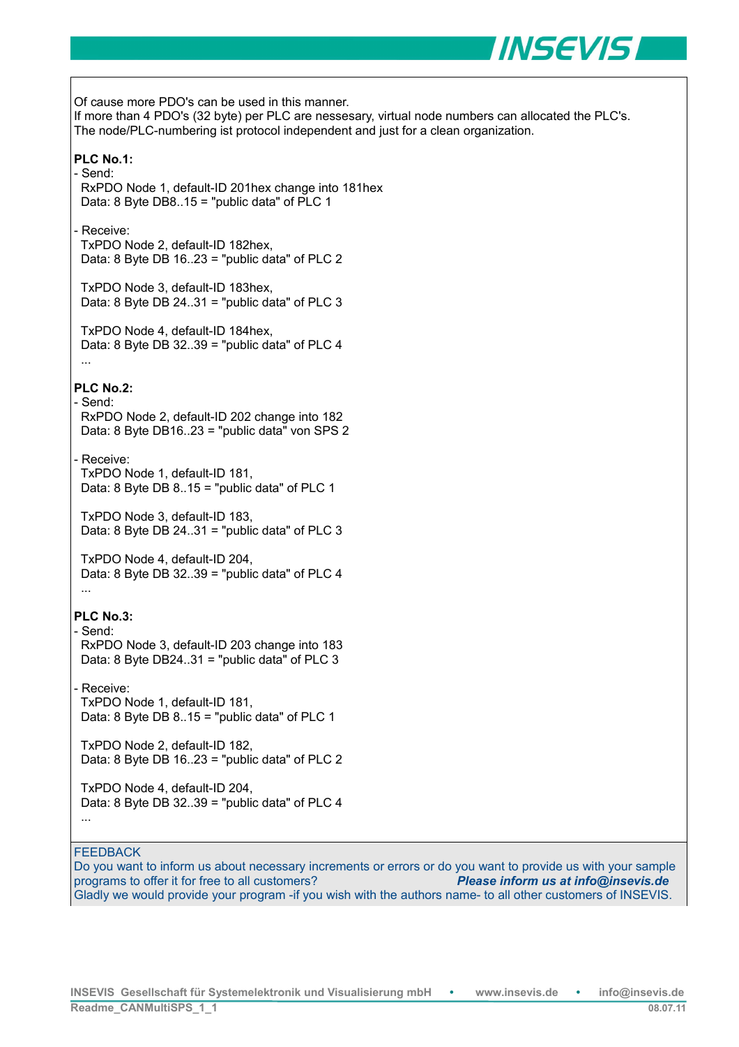Of cause more PDO's can be used in this manner.
If more than 4 PDO's (32 byte) per PLC are nessesary, virtual node numbers can allocated the PLC's.
The node/PLC-numbering ist protocol independent and just for a clean organization.

**PLC No.1:**
- Send:
  RxPDO Node 1, default-ID 201hex change into 181hex
  Data: 8 Byte DB8..15 = "public data" of PLC 1

- Receive:
  TxPDO Node 2, default-ID 182hex,
  Data: 8 Byte DB 16..23 = "public data" of PLC 2

  TxPDO Node 3, default-ID 183hex,
  Data: 8 Byte DB 24..31 = "public data" of PLC 3

  TxPDO Node 4, default-ID 184hex,
  Data: 8 Byte DB 32..39 = "public data" of PLC 4
  ...

**PLC No.2:**
- Send:
  RxPDO Node 2, default-ID 202 change into 182
  Data: 8 Byte DB16..23 = "public data" von SPS 2

- Receive:
  TxPDO Node 1, default-ID 181,
  Data: 8 Byte DB 8..15 = "public data" of PLC 1

  TxPDO Node 3, default-ID 183,
  Data: 8 Byte DB 24..31 = "public data" of PLC 3

  TxPDO Node 4, default-ID 204,
  Data: 8 Byte DB 32..39 = "public data" of PLC 4
  ...

**PLC No.3:**
- Send:
  RxPDO Node 3, default-ID 203 change into 183
  Data: 8 Byte DB24..31 = "public data" of PLC 3

- Receive:
  TxPDO Node 1, default-ID 181,
  Data: 8 Byte DB 8..15 = "public data" of PLC 1

  TxPDO Node 2, default-ID 182,
  Data: 8 Byte DB 16..23 = "public data" of PLC 2

  TxPDO Node 4, default-ID 204,
  Data: 8 Byte DB 32..39 = "public data" of PLC 4
  ...

FEEDBACK
Do you want to inform us about necessary increments or errors or do you want to provide us with your sample programs to offer it for free to all customers? ***Please inform us at info@insevis.de***
Gladly we would provide your program -if you wish with the authors name- to all other customers of INSEVIS.